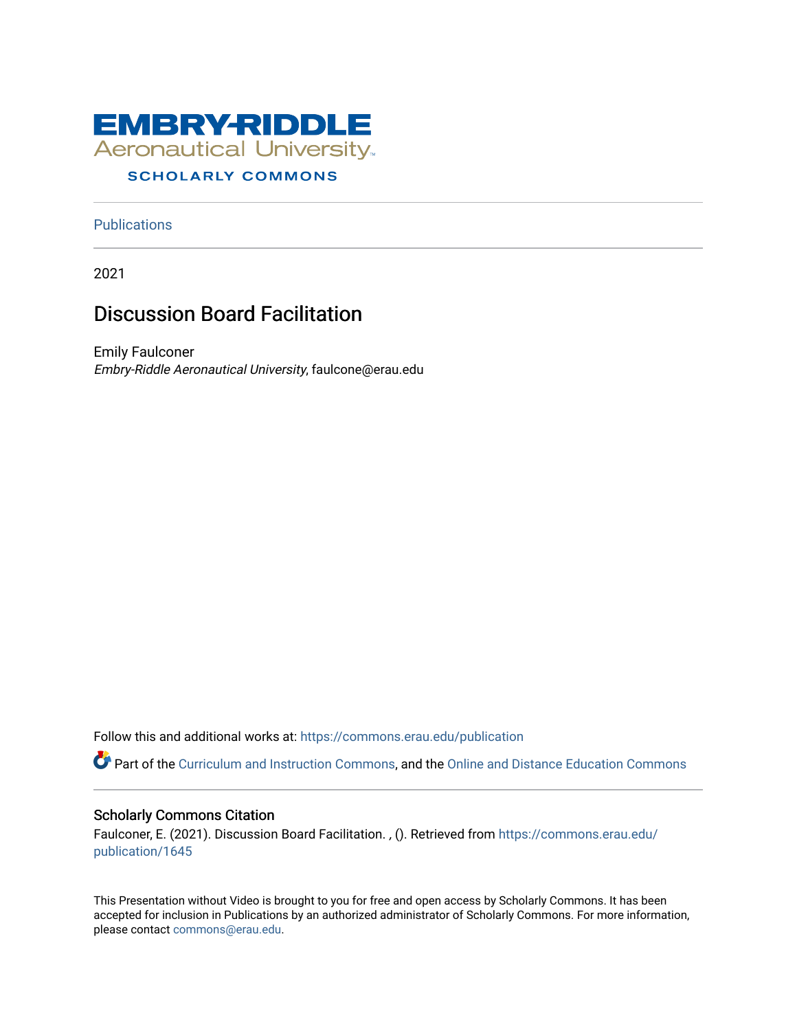EMBRY-RIDDLE
Aeronautical University
SCHOLARLY COMMONS

Publications

2021

# Discussion Board Facilitation

Emily Faulconer
*Embry-Riddle Aeronautical University*, faulcone@erau.edu

Follow this and additional works at: https://commons.erau.edu/publication

Part of the Curriculum and Instruction Commons, and the Online and Distance Education Commons

## Scholarly Commons Citation

Faulconer, E. (2021). Discussion Board Facilitation. , (). Retrieved from https://commons.erau.edu/publication/1645

This Presentation without Video is brought to you for free and open access by Scholarly Commons. It has been accepted for inclusion in Publications by an authorized administrator of Scholarly Commons. For more information, please contact commons@erau.edu.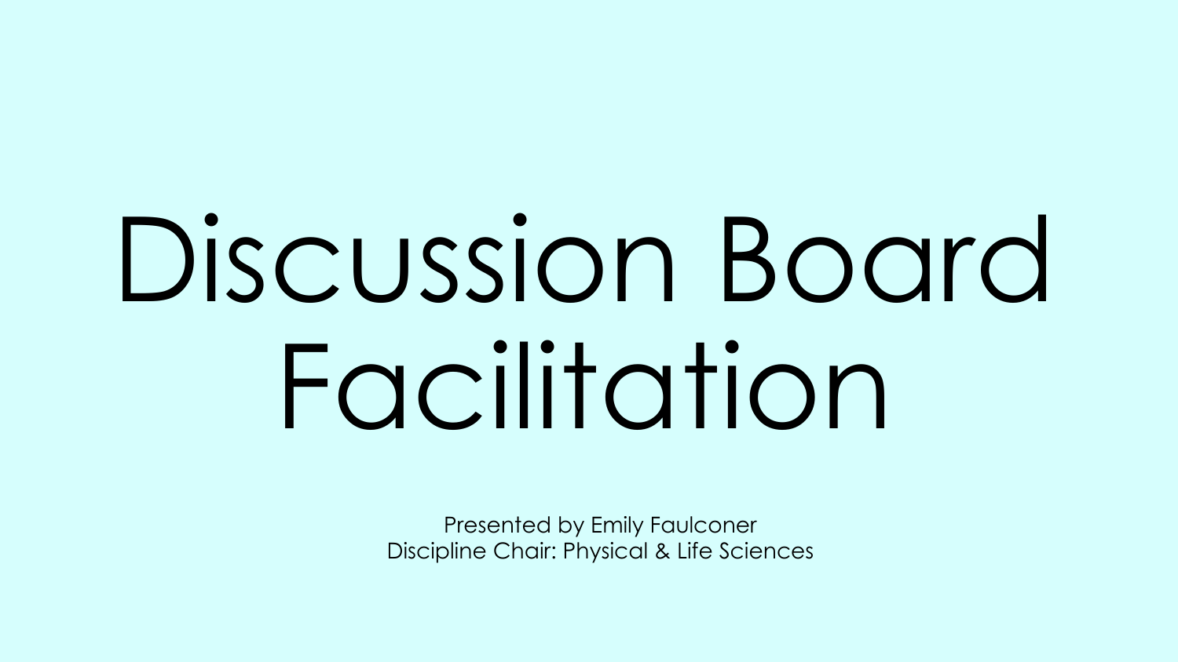# Discussion Board Facilitation

Presented by Emily Faulconer
Discipline Chair: Physical & Life Sciences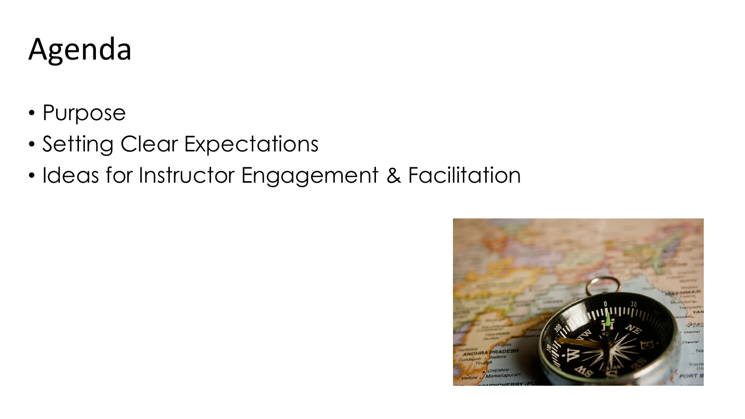# Agenda

- Purpose
- Setting Clear Expectations
- Ideas for Instructor Engagement & Facilitation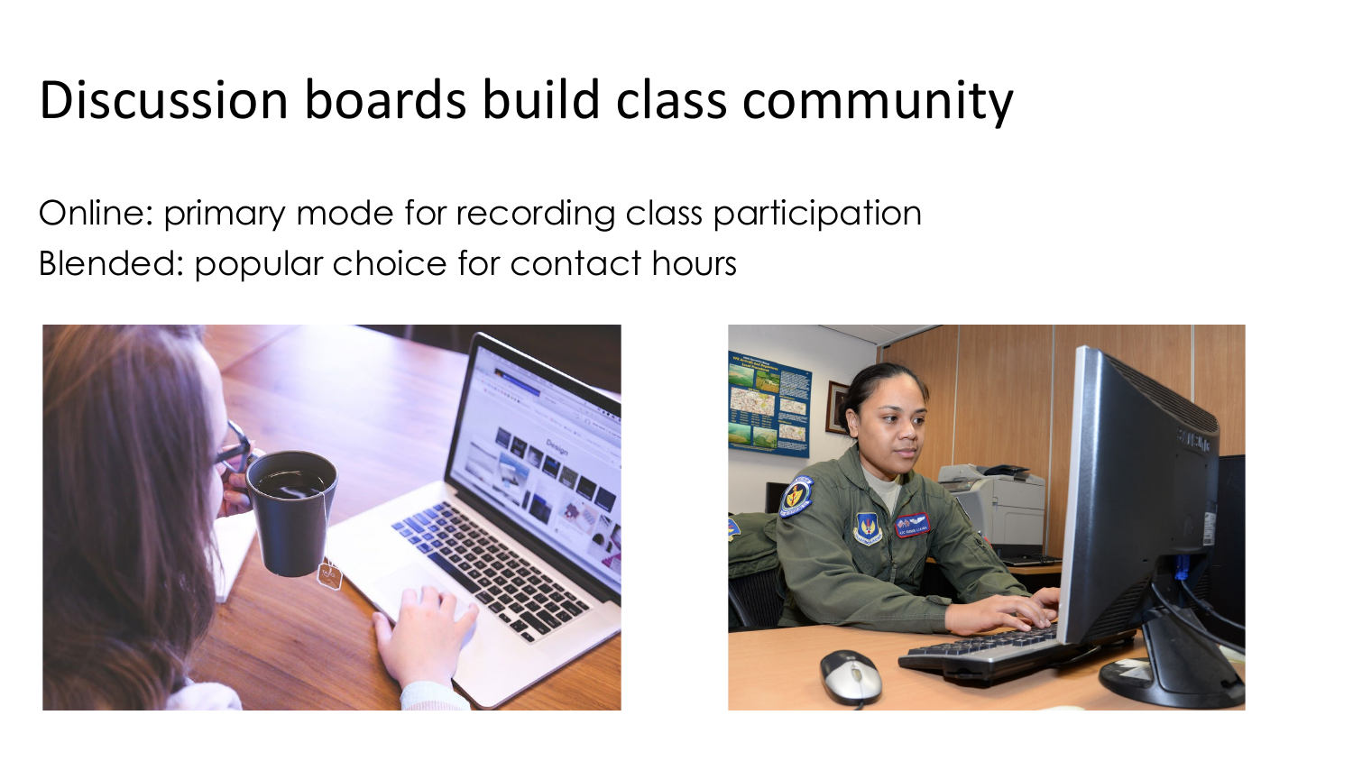# Discussion boards build class community

Online: primary mode for recording class participation

Blended: popular choice for contact hours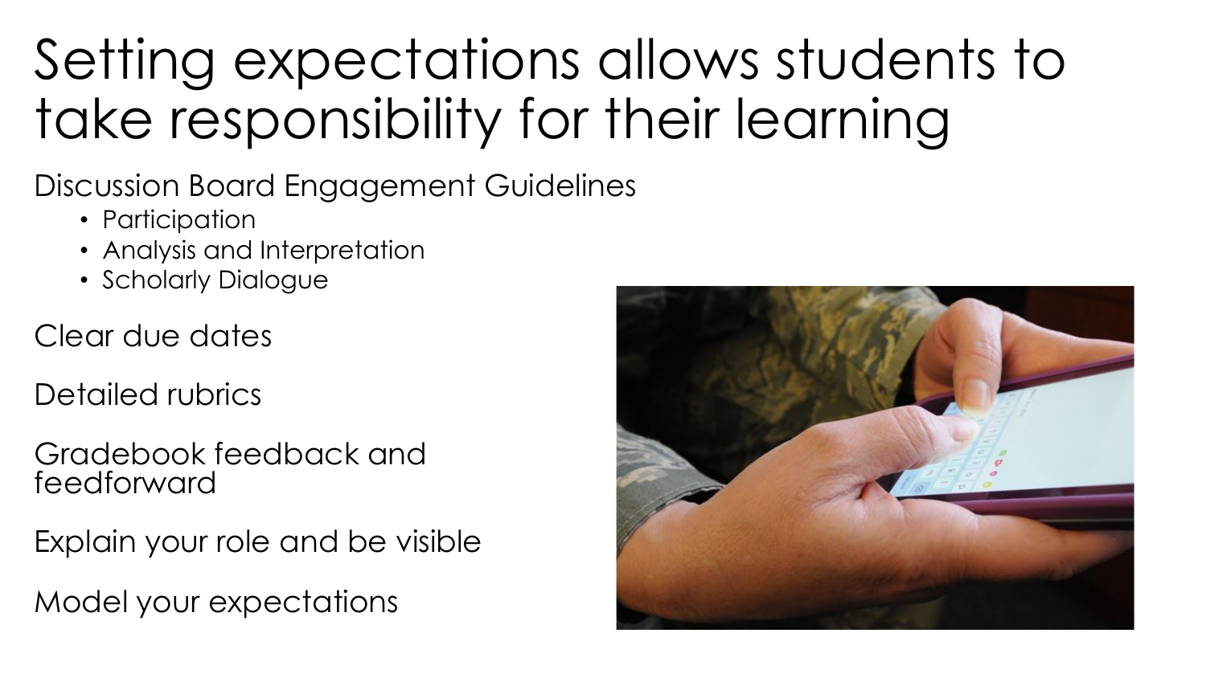# Setting expectations allows students to take responsibility for their learning

Discussion Board Engagement Guidelines

- Participation
- Analysis and Interpretation
- Scholarly Dialogue

Clear due dates

Detailed rubrics

Gradebook feedback and feedforward

Explain your role and be visible

Model your expectations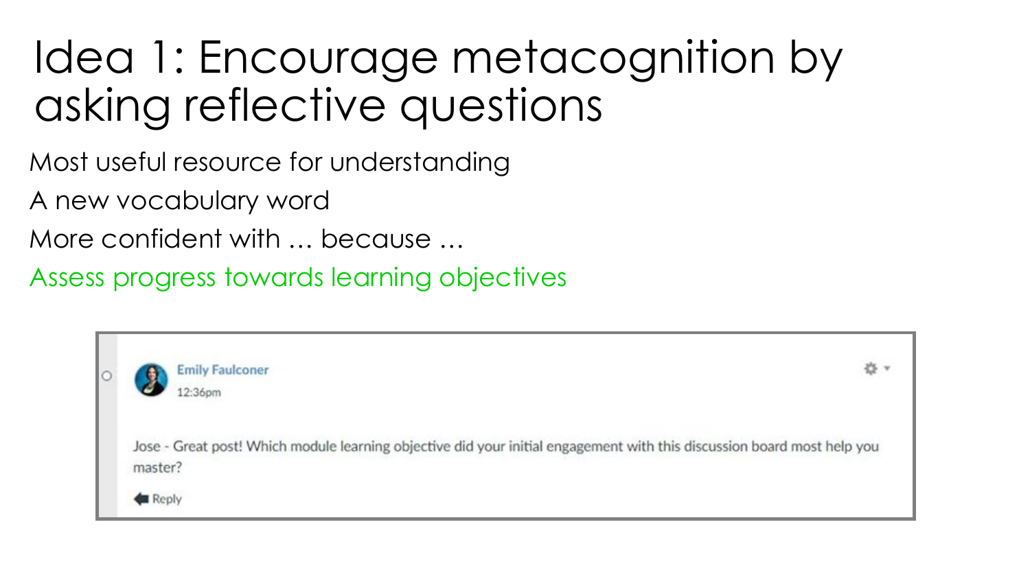# Idea 1: Encourage metacognition by asking reflective questions

Most useful resource for understanding

A new vocabulary word

More confident with … because …

Assess progress towards learning objectives

Emily Faulconer
12:36pm

Jose - Great post! Which module learning objective did your initial engagement with this discussion board most help you master?

Reply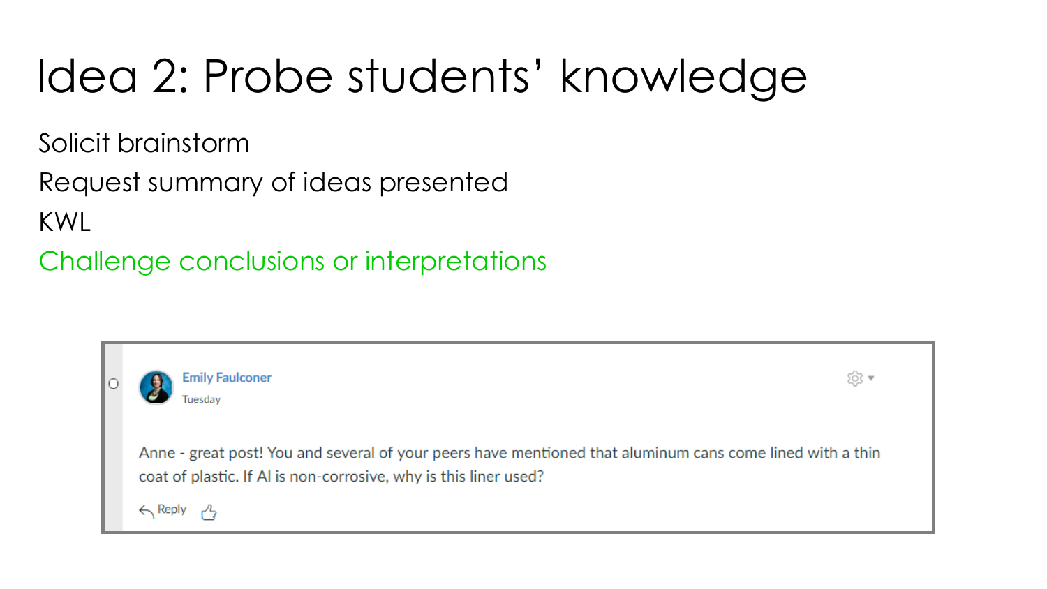# Idea 2: Probe students' knowledge

Solicit brainstorm

Request summary of ideas presented

KWL

Challenge conclusions or interpretations

Emily Faulconer

Tuesday

Anne - great post! You and several of your peers have mentioned that aluminum cans come lined with a thin coat of plastic. If Al is non-corrosive, why is this liner used?

Reply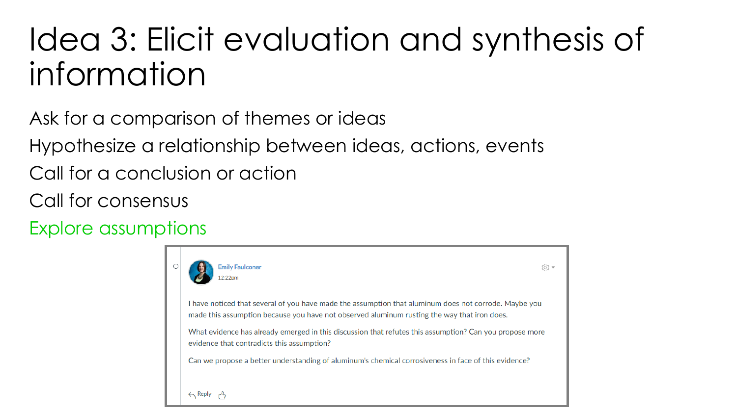# Idea 3: Elicit evaluation and synthesis of information

Ask for a comparison of themes or ideas

Hypothesize a relationship between ideas, actions, events

Call for a conclusion or action

Call for consensus

Explore assumptions

**Emily Faulconer**
12:22pm

I have noticed that several of you have made the assumption that aluminum does not corrode. Maybe you made this assumption because you have not observed aluminum rusting the way that iron does.

What evidence has already emerged in this discussion that refutes this assumption? Can you propose more evidence that contradicts this assumption?

Can we propose a better understanding of aluminum's chemical corrosiveness in face of this evidence?

Reply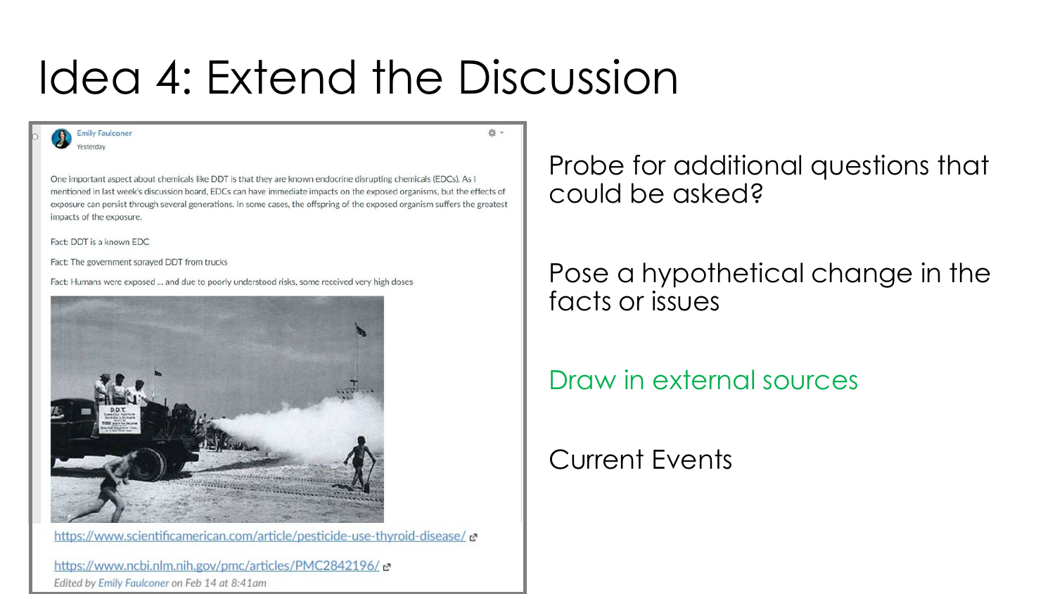# Idea 4: Extend the Discussion

Emily Faulconer
Yesterday

One important aspect about chemicals like DDT is that they are known endocrine disrupting chemicals (EDCs). As I mentioned in last week's discussion board, EDCs can have immediate impacts on the exposed organisms, but the effects of exposure can persist through several generations. In some cases, the offspring of the exposed organism suffers the greatest impacts of the exposure.

Fact: DDT is a known EDC

Fact: The government sprayed DDT from trucks

Fact: Humans were exposed ... and due to poorly understood risks, some received very high doses

https://www.scientificamerican.com/article/pesticide-use-thyroid-disease/

https://www.ncbi.nlm.nih.gov/pmc/articles/PMC2842196/

Edited by Emily Faulconer on Feb 14 at 8:41am

- Probe for additional questions that could be asked?
- Pose a hypothetical change in the facts or issues
- Draw in external sources
- Current Events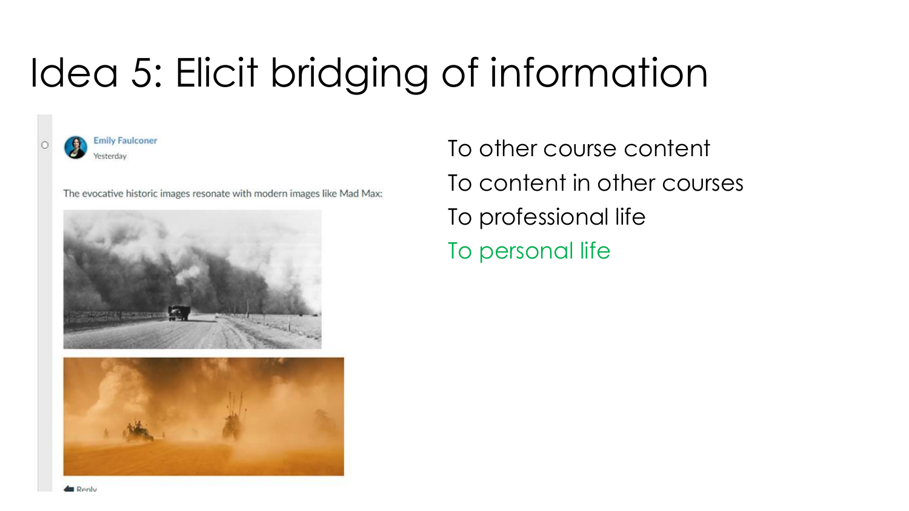# Idea 5: Elicit bridging of information

Emily Faulconer

Yesterday

The evocative historic images resonate with modern images like Mad Max:

Reply

- To other course content
- To content in other courses
- To professional life
- To personal life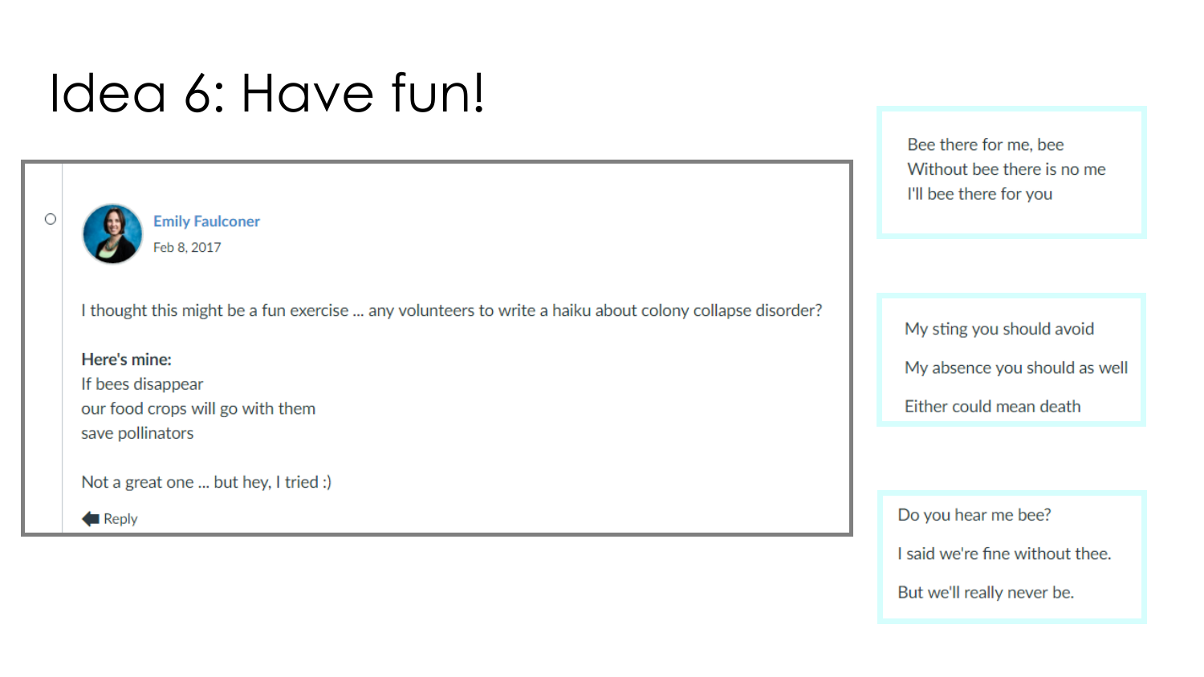# Idea 6: Have fun!

Emily Faulconer

Feb 8, 2017

I thought this might be a fun exercise ... any volunteers to write a haiku about colony collapse disorder?

**Here's mine:**

If bees disappear
our food crops will go with them
save pollinators

Not a great one ... but hey, I tried :)

Reply

---

Bee there for me, bee
Without bee there is no me
I'll bee there for you

---

My sting you should avoid

My absence you should as well

Either could mean death

---

Do you hear me bee?

I said we're fine without thee.

But we'll really never be.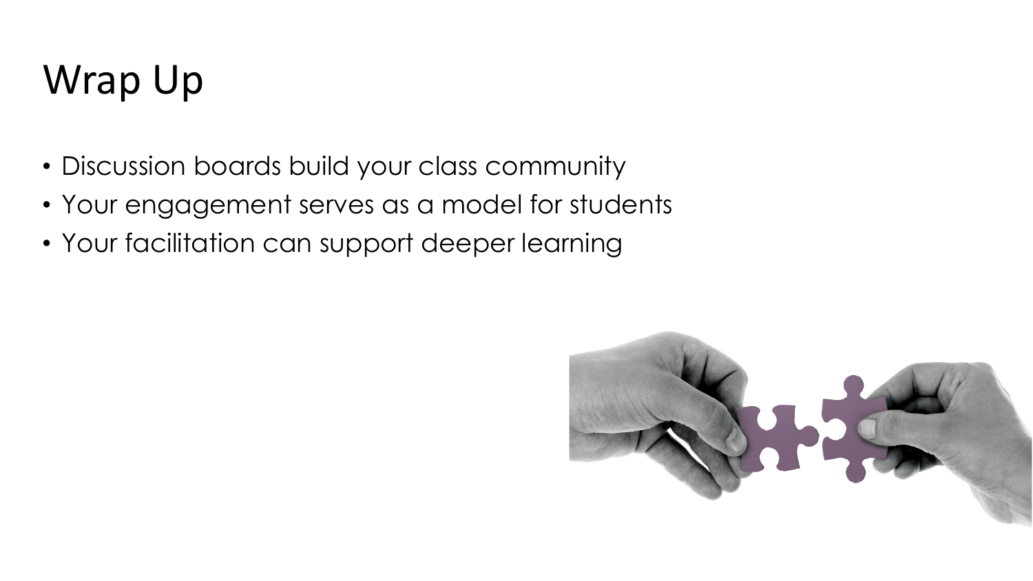# Wrap Up

- Discussion boards build your class community
- Your engagement serves as a model for students
- Your facilitation can support deeper learning